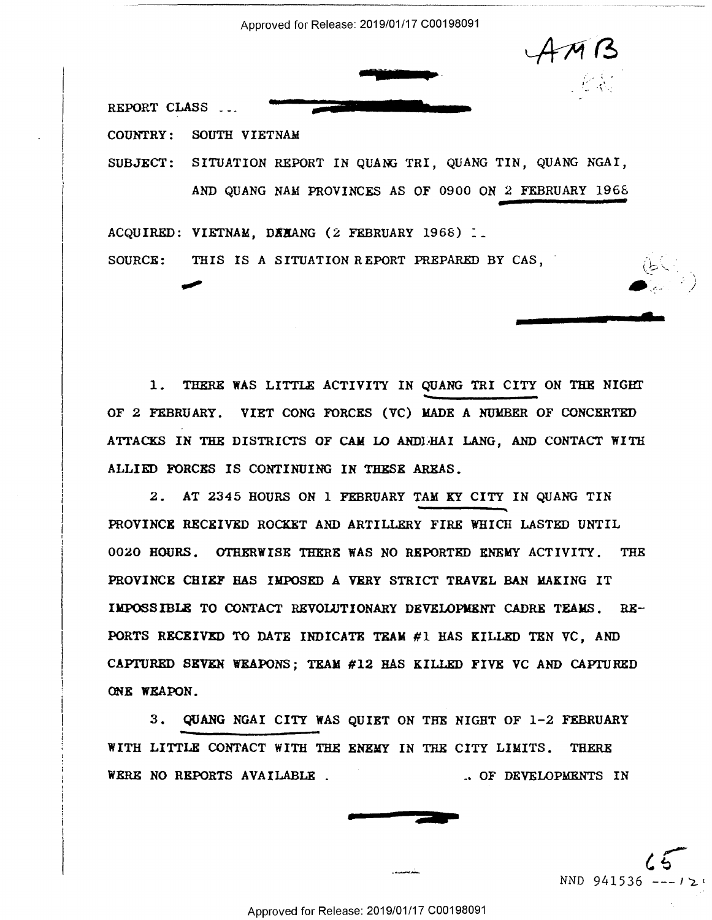AMB

REPORT CLASS ...

COUNTRY: SOUTH VIETNAM

SUBJECT: SITUATION REPORT IN QUANG TRI, QUANG TIN, QUANG NGAI, AND QUANG NAM PROVINCES AS OF 0900 ON 2 FEBRUARY 1968

ACQUIRED: VIETNAM, DANANG (2 FEBRUARY 1968)

SOURCE: THIS IS A SITUATION REPORT PREPARED BY CAS,

1. THERE WAS LITTLE ACTIVITY IN QUANG TRI CITY ON THE NIGHT OF 2 FEBRUARY. VIET CONG FORCES (VC) MADE A NUMBER OF CONCERTED ATTACKS IN THE DISTRICTS OF CAM LO AND HAI LANG, AND CONTACT WITH ALLIED FORCES IS CONTINUING IN THESE AREAS.

2. AT 2345 HOURS ON 1 FEBRUARY TAM KY CITY IN QUANG TIN PROVINCE RECEIVED ROCKET AND ARTILLERY FIRE WHICH LASTED UNTIL 0020 HOURS. OTHERWISE THERE WAS NO REPORTED ENEMY ACTIVITY. THE PROVINCE CHIEF HAS IMPOSED A VERY STRICT TRAVEL BAN MAKING IT IMPOSSIBLE TO CONTACT REVOLUTIONARY DEVELOPMENT CADRE TEAMS. REPORTS RECEIVED TO DATE INDICATE TEAM #1 HAS KILLED TEN VC, AND CAPTURED SEVEN WEAPONS; TEAM #12 HAS KILLED FIVE VC AND CAPTURED ONE WEAPON.

3. QUANG NGAI CITY WAS QUIET ON THE NIGHT OF 1-2 FEBRUARY WITH LITTLE CONTACT WITH THE ENEMY IN THE CITY LIMITS. THERE WERE NO REPORTS AVAILABLE . .. OF DEVELOPMENTS IN

NND 941536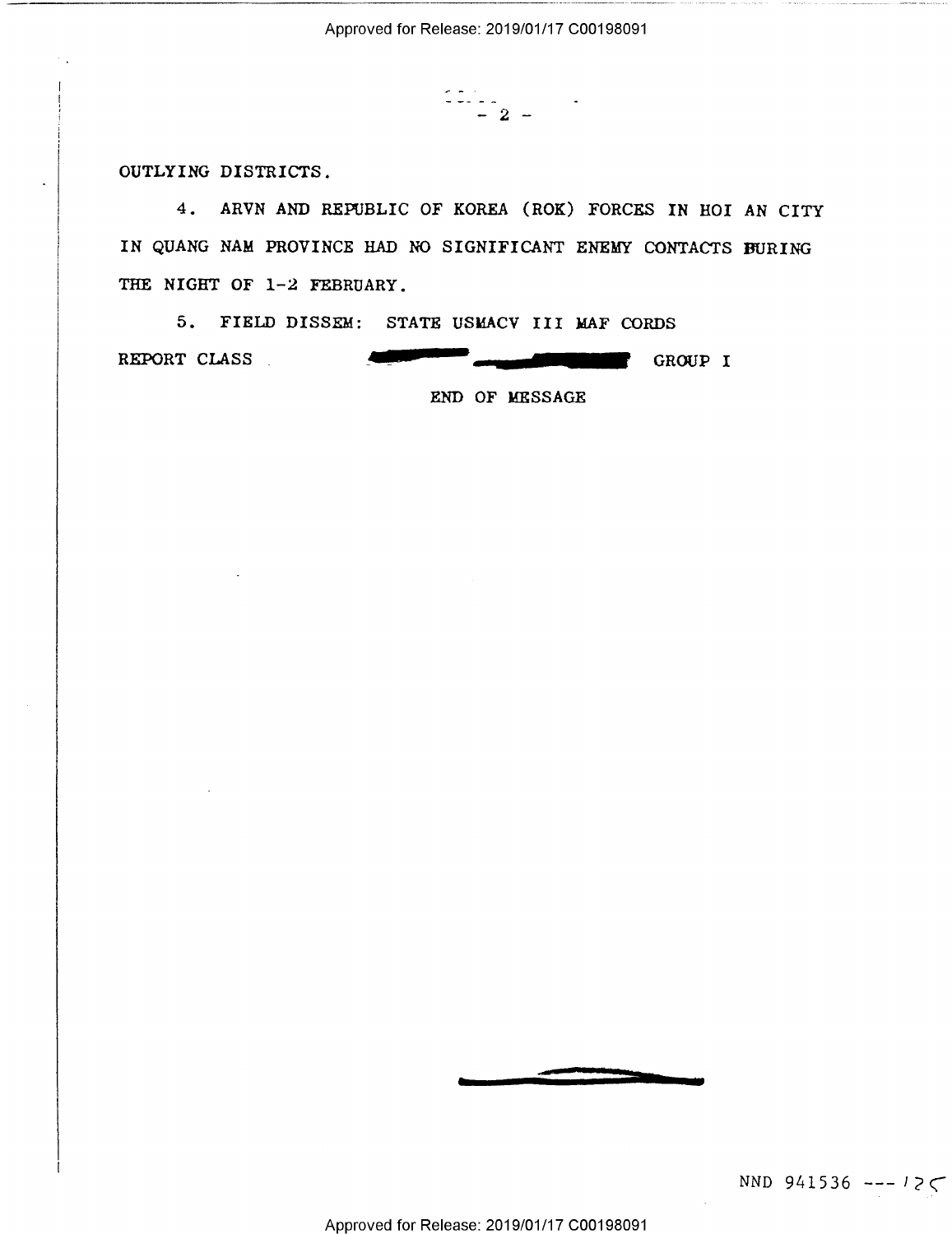OUTLYING DISTRICTS.

4. ARVN AND REPUBLIC OF KOREA (ROK) FORCES IN HOI AN CITY IN QUANG NAM PROVINCE HAD NO SIGNIFICANT ENEMY CONTACTS DURING THE NIGHT OF 1-2 FEBRUARY.

5. FIELD DISSEM: STATE USMACV III MAF CORDS

REPORT CLASS [redacted] GROUP I

END OF MESSAGE

NND 941536 --- 125